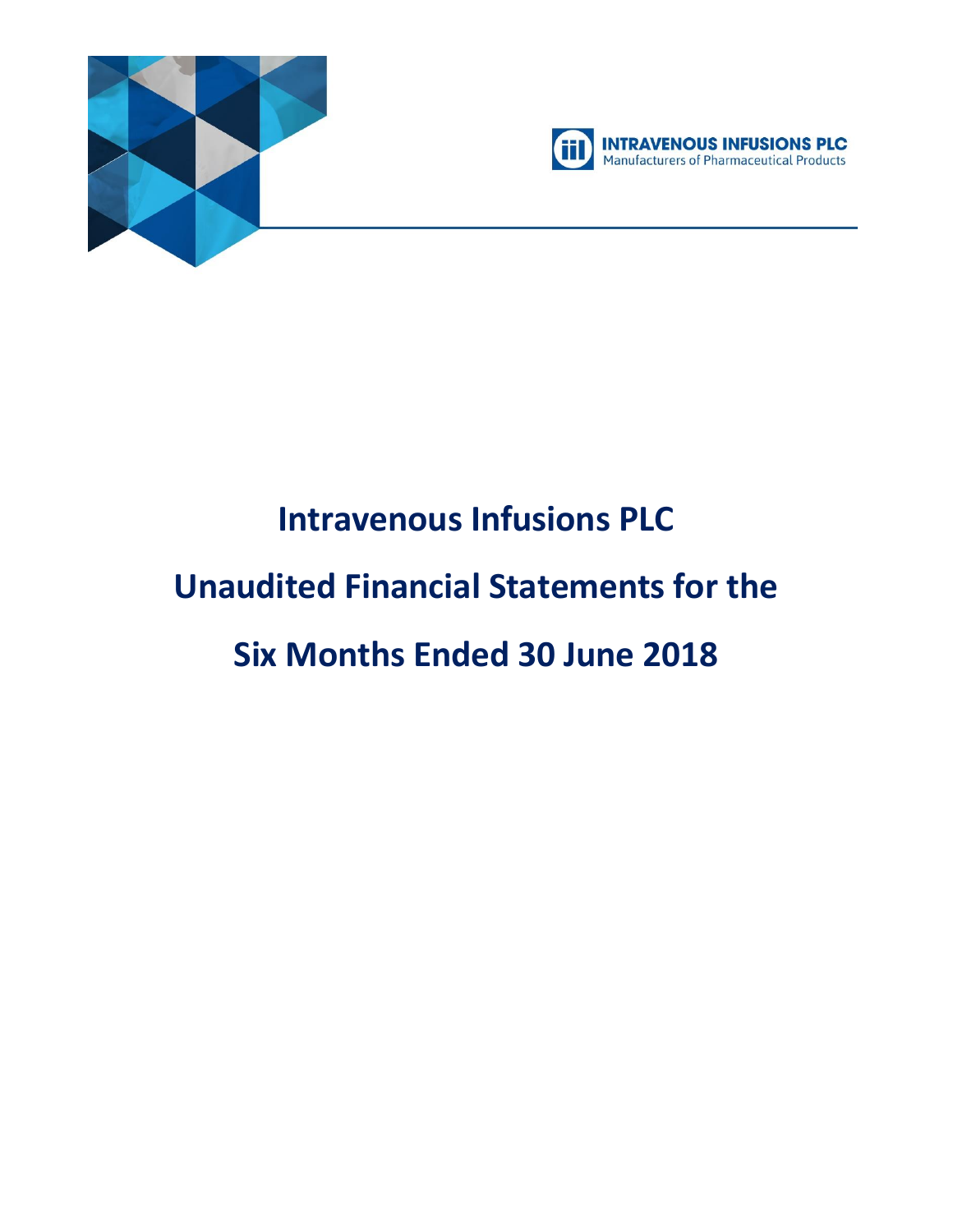INTRAVENOUS INFUSIONS PLC
Manufacturers of Pharmaceutical Products

# Intravenous Infusions PLC

# Unaudited Financial Statements for the Six Months Ended 30 June 2018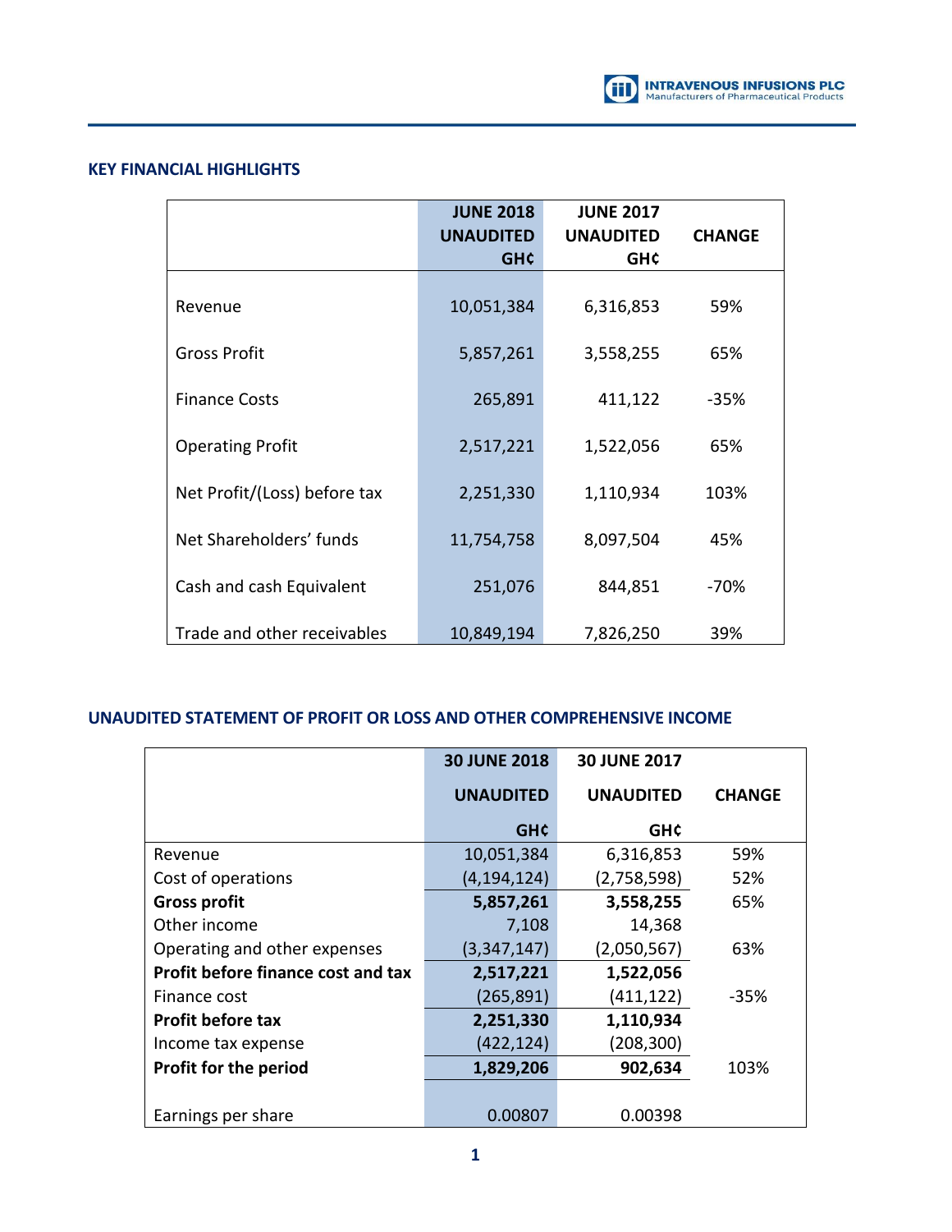## KEY FINANCIAL HIGHLIGHTS

| | JUNE 2018 UNAUDITED GH¢ | JUNE 2017 UNAUDITED GH¢ | CHANGE |
|---|---|---|---|
| Revenue | 10,051,384 | 6,316,853 | 59% |
| Gross Profit | 5,857,261 | 3,558,255 | 65% |
| Finance Costs | 265,891 | 411,122 | -35% |
| Operating Profit | 2,517,221 | 1,522,056 | 65% |
| Net Profit/(Loss) before tax | 2,251,330 | 1,110,934 | 103% |
| Net Shareholders' funds | 11,754,758 | 8,097,504 | 45% |
| Cash and cash Equivalent | 251,076 | 844,851 | -70% |
| Trade and other receivables | 10,849,194 | 7,826,250 | 39% |

## UNAUDITED STATEMENT OF PROFIT OR LOSS AND OTHER COMPREHENSIVE INCOME

| | 30 JUNE 2018 UNAUDITED GH¢ | 30 JUNE 2017 UNAUDITED GH¢ | CHANGE |
|---|---|---|---|
| Revenue | 10,051,384 | 6,316,853 | 59% |
| Cost of operations | (4,194,124) | (2,758,598) | 52% |
| **Gross profit** | **5,857,261** | **3,558,255** | 65% |
| Other income | 7,108 | 14,368 | |
| Operating and other expenses | (3,347,147) | (2,050,567) | 63% |
| **Profit before finance cost and tax** | **2,517,221** | **1,522,056** | |
| Finance cost | (265,891) | (411,122) | -35% |
| **Profit before tax** | **2,251,330** | **1,110,934** | |
| Income tax expense | (422,124) | (208,300) | |
| **Profit for the period** | **1,829,206** | **902,634** | 103% |
| Earnings per share | 0.00807 | 0.00398 | |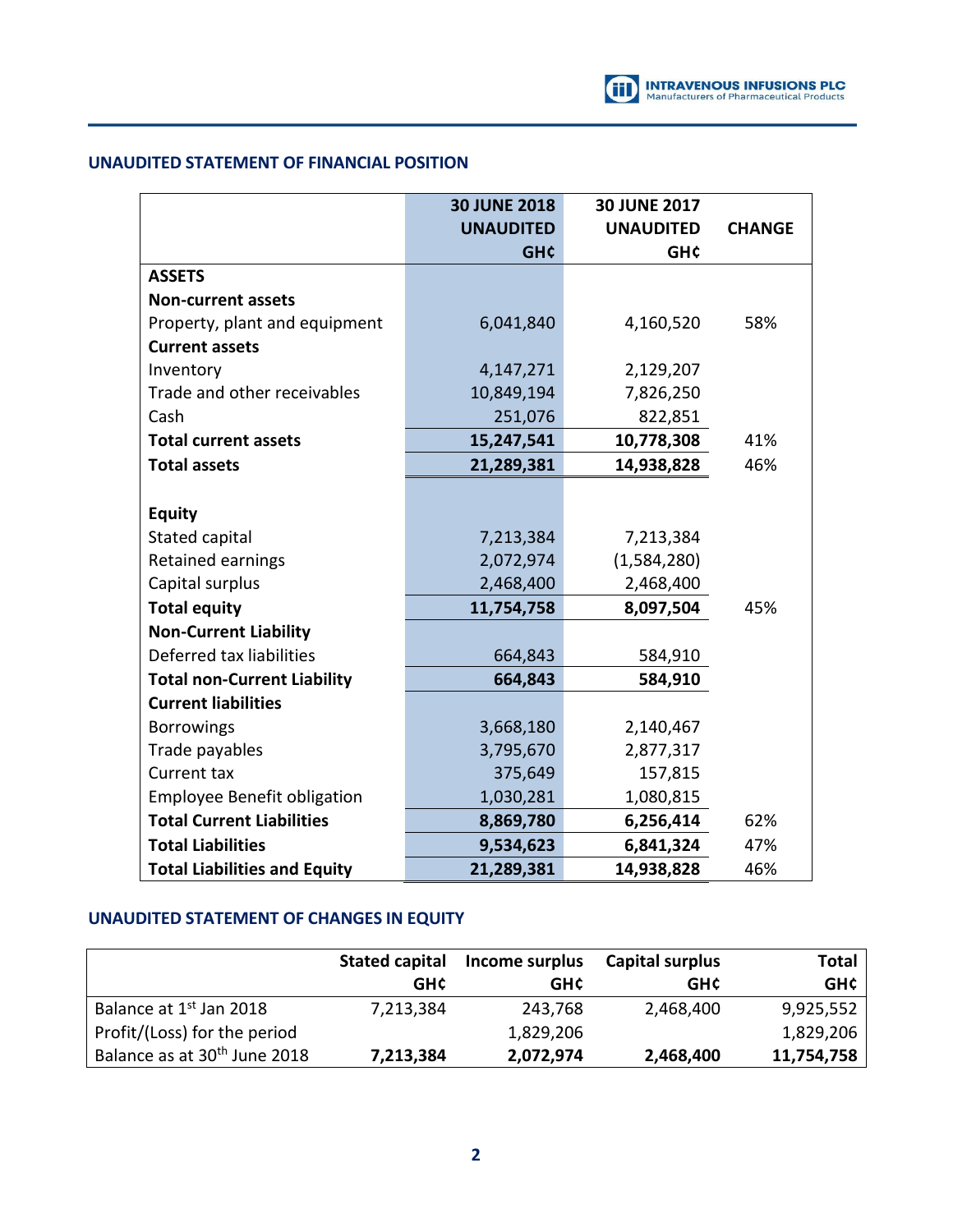## UNAUDITED STATEMENT OF FINANCIAL POSITION

| | 30 JUNE 2018 UNAUDITED GH¢ | 30 JUNE 2017 UNAUDITED GH¢ | CHANGE |
|---|---|---|---|
| **ASSETS** | | | |
| **Non-current assets** | | | |
| Property, plant and equipment | 6,041,840 | 4,160,520 | 58% |
| **Current assets** | | | |
| Inventory | 4,147,271 | 2,129,207 | |
| Trade and other receivables | 10,849,194 | 7,826,250 | |
| Cash | 251,076 | 822,851 | |
| **Total current assets** | **15,247,541** | **10,778,308** | 41% |
| **Total assets** | **21,289,381** | **14,938,828** | 46% |
| | | | |
| **Equity** | | | |
| Stated capital | 7,213,384 | 7,213,384 | |
| Retained earnings | 2,072,974 | (1,584,280) | |
| Capital surplus | 2,468,400 | 2,468,400 | |
| **Total equity** | **11,754,758** | **8,097,504** | 45% |
| **Non-Current Liability** | | | |
| Deferred tax liabilities | 664,843 | 584,910 | |
| **Total non-Current Liability** | **664,843** | **584,910** | |
| **Current liabilities** | | | |
| Borrowings | 3,668,180 | 2,140,467 | |
| Trade payables | 3,795,670 | 2,877,317 | |
| Current tax | 375,649 | 157,815 | |
| Employee Benefit obligation | 1,030,281 | 1,080,815 | |
| **Total Current Liabilities** | **8,869,780** | **6,256,414** | 62% |
| **Total Liabilities** | **9,534,623** | **6,841,324** | 47% |
| **Total Liabilities and Equity** | **21,289,381** | **14,938,828** | 46% |

## UNAUDITED STATEMENT OF CHANGES IN EQUITY

| | Stated capital GH¢ | Income surplus GH¢ | Capital surplus GH¢ | Total GH¢ |
|---|---|---|---|---|
| Balance at 1st Jan 2018 | 7,213,384 | 243,768 | 2,468,400 | 9,925,552 |
| Profit/(Loss) for the period | | 1,829,206 | | 1,829,206 |
| Balance as at 30th June 2018 | **7,213,384** | **2,072,974** | **2,468,400** | **11,754,758** |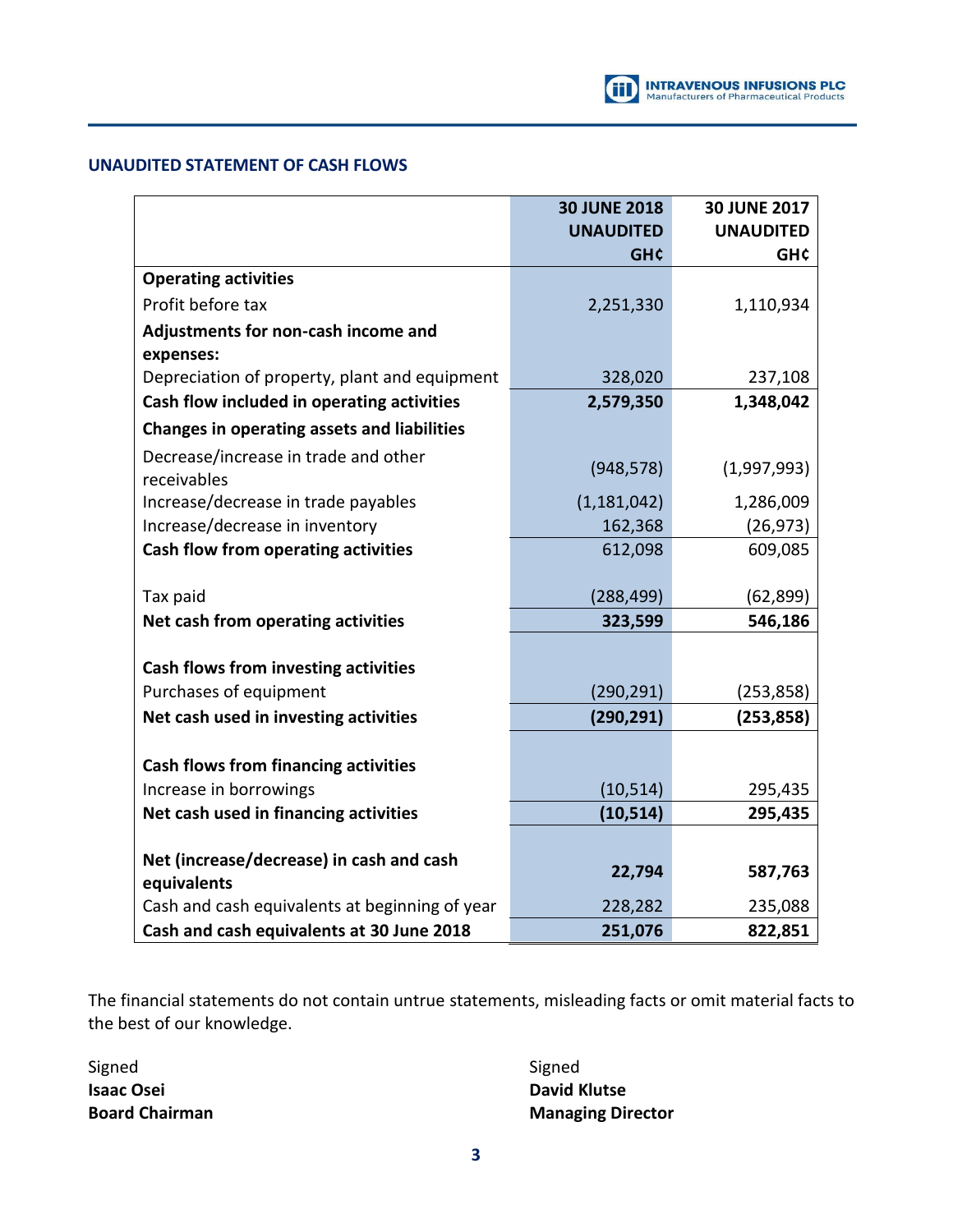## UNAUDITED STATEMENT OF CASH FLOWS

| | 30 JUNE 2018 UNAUDITED GH¢ | 30 JUNE 2017 UNAUDITED GH¢ |
|---|---|---|
| **Operating activities** | | |
| Profit before tax | 2,251,330 | 1,110,934 |
| **Adjustments for non-cash income and expenses:** | | |
| Depreciation of property, plant and equipment | 328,020 | 237,108 |
| **Cash flow included in operating activities** | **2,579,350** | **1,348,042** |
| **Changes in operating assets and liabilities** | | |
| Decrease/increase in trade and other receivables | (948,578) | (1,997,993) |
| Increase/decrease in trade payables | (1,181,042) | 1,286,009 |
| Increase/decrease in inventory | 162,368 | (26,973) |
| **Cash flow from operating activities** | 612,098 | 609,085 |
| | | |
| Tax paid | (288,499) | (62,899) |
| **Net cash from operating activities** | **323,599** | **546,186** |
| | | |
| **Cash flows from investing activities** | | |
| Purchases of equipment | (290,291) | (253,858) |
| **Net cash used in investing activities** | **(290,291)** | **(253,858)** |
| | | |
| **Cash flows from financing activities** | | |
| Increase in borrowings | (10,514) | 295,435 |
| **Net cash used in financing activities** | **(10,514)** | **295,435** |
| | | |
| **Net (increase/decrease) in cash and cash equivalents** | **22,794** | **587,763** |
| Cash and cash equivalents at beginning of year | 228,282 | 235,088 |
| **Cash and cash equivalents at 30 June 2018** | **251,076** | **822,851** |

The financial statements do not contain untrue statements, misleading facts or omit material facts to the best of our knowledge.

Signed
**Isaac Osei**
**Board Chairman**

Signed
**David Klutse**
**Managing Director**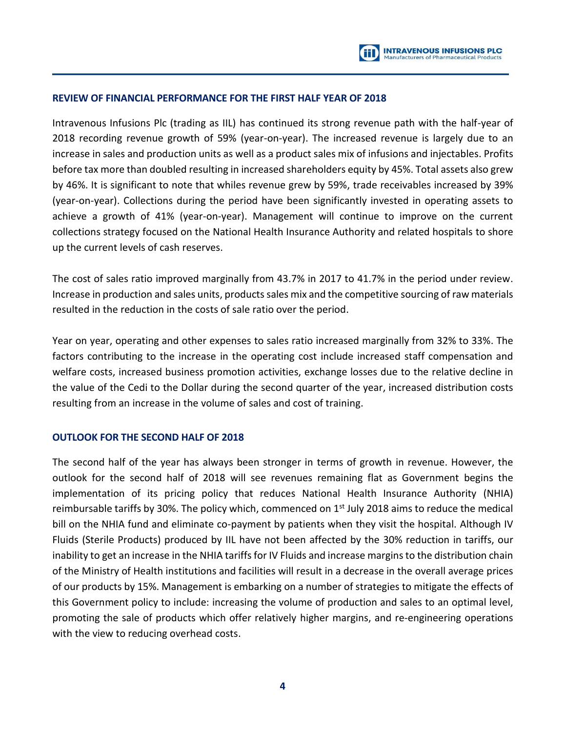## REVIEW OF FINANCIAL PERFORMANCE FOR THE FIRST HALF YEAR OF 2018

Intravenous Infusions Plc (trading as IIL) has continued its strong revenue path with the half-year of 2018 recording revenue growth of 59% (year-on-year). The increased revenue is largely due to an increase in sales and production units as well as a product sales mix of infusions and injectables. Profits before tax more than doubled resulting in increased shareholders equity by 45%. Total assets also grew by 46%. It is significant to note that whiles revenue grew by 59%, trade receivables increased by 39% (year-on-year). Collections during the period have been significantly invested in operating assets to achieve a growth of 41% (year-on-year). Management will continue to improve on the current collections strategy focused on the National Health Insurance Authority and related hospitals to shore up the current levels of cash reserves.

The cost of sales ratio improved marginally from 43.7% in 2017 to 41.7% in the period under review. Increase in production and sales units, products sales mix and the competitive sourcing of raw materials resulted in the reduction in the costs of sale ratio over the period.

Year on year, operating and other expenses to sales ratio increased marginally from 32% to 33%. The factors contributing to the increase in the operating cost include increased staff compensation and welfare costs, increased business promotion activities, exchange losses due to the relative decline in the value of the Cedi to the Dollar during the second quarter of the year, increased distribution costs resulting from an increase in the volume of sales and cost of training.

## OUTLOOK FOR THE SECOND HALF OF 2018

The second half of the year has always been stronger in terms of growth in revenue. However, the outlook for the second half of 2018 will see revenues remaining flat as Government begins the implementation of its pricing policy that reduces National Health Insurance Authority (NHIA) reimbursable tariffs by 30%. The policy which, commenced on 1st July 2018 aims to reduce the medical bill on the NHIA fund and eliminate co-payment by patients when they visit the hospital. Although IV Fluids (Sterile Products) produced by IIL have not been affected by the 30% reduction in tariffs, our inability to get an increase in the NHIA tariffs for IV Fluids and increase margins to the distribution chain of the Ministry of Health institutions and facilities will result in a decrease in the overall average prices of our products by 15%. Management is embarking on a number of strategies to mitigate the effects of this Government policy to include: increasing the volume of production and sales to an optimal level, promoting the sale of products which offer relatively higher margins, and re-engineering operations with the view to reducing overhead costs.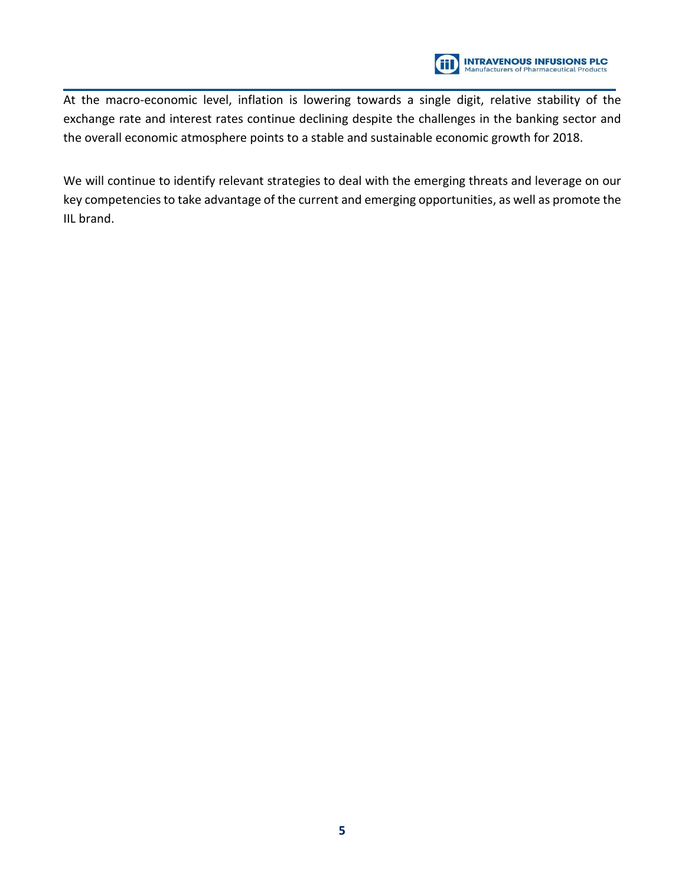At the macro-economic level, inflation is lowering towards a single digit, relative stability of the exchange rate and interest rates continue declining despite the challenges in the banking sector and the overall economic atmosphere points to a stable and sustainable economic growth for 2018.

We will continue to identify relevant strategies to deal with the emerging threats and leverage on our key competencies to take advantage of the current and emerging opportunities, as well as promote the IIL brand.